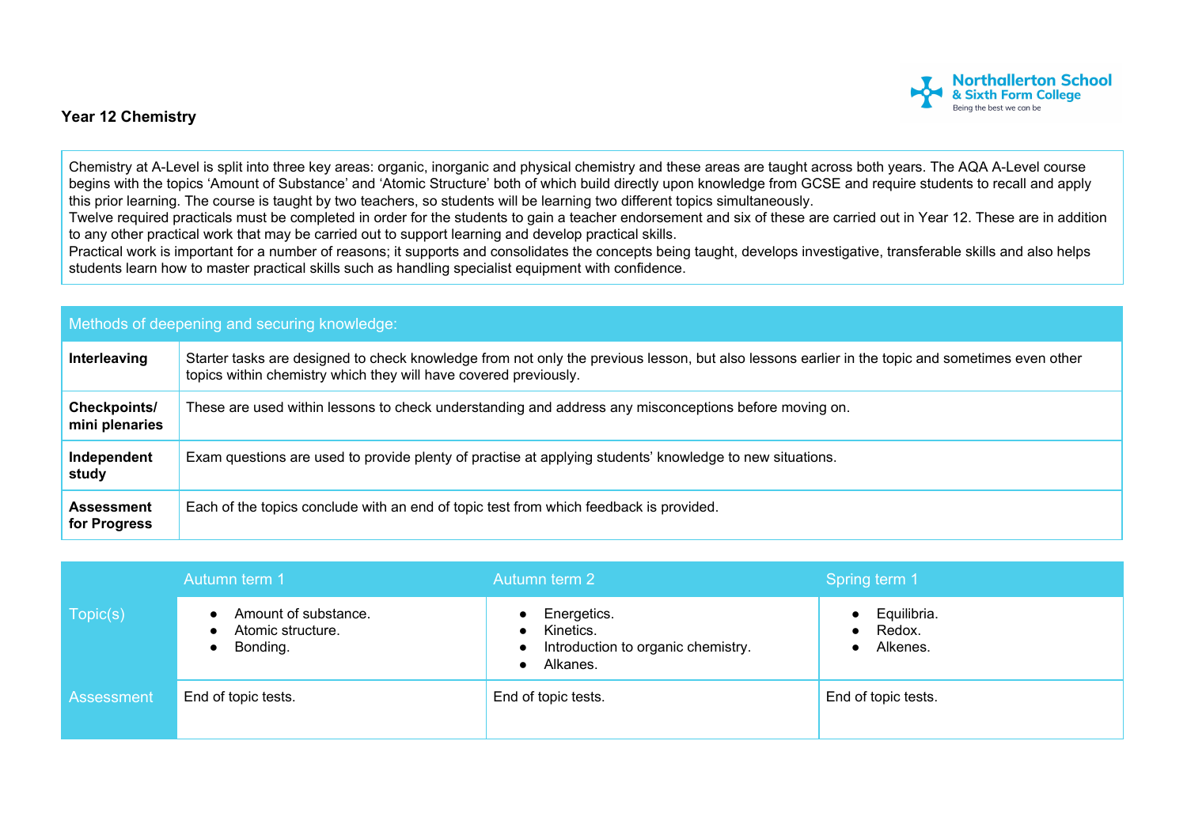## Year 12 Chemistry

Chemistry at A-Level is split into three key areas: organic, inorganic and physical chemistry and these areas are taught across both years. The AQA A-Level course begins with the topics 'Amount of Substance' and 'Atomic Structure' both of which build directly upon knowledge from GCSE and require students to recall and apply this prior learning. The course is taught by two teachers, so students will be learning two different topics simultaneously.
Twelve required practicals must be completed in order for the students to gain a teacher endorsement and six of these are carried out in Year 12. These are in addition to any other practical work that may be carried out to support learning and develop practical skills.
Practical work is important for a number of reasons; it supports and consolidates the concepts being taught, develops investigative, transferable skills and also helps students learn how to master practical skills such as handling specialist equipment with confidence.

| Methods of deepening and securing knowledge: | |
|---|---|
| **Interleaving** | Starter tasks are designed to check knowledge from not only the previous lesson, but also lessons earlier in the topic and sometimes even other topics within chemistry which they will have covered previously. |
| **Checkpoints/ mini plenaries** | These are used within lessons to check understanding and address any misconceptions before moving on. |
| **Independent study** | Exam questions are used to provide plenty of practise at applying students' knowledge to new situations. |
| **Assessment for Progress** | Each of the topics conclude with an end of topic test from which feedback is provided. |

| | Autumn term 1 | Autumn term 2 | Spring term 1 |
|---|---|---|---|
| Topic(s) | • Amount of substance.<br>• Atomic structure.<br>• Bonding. | • Energetics.<br>• Kinetics.<br>• Introduction to organic chemistry.<br>• Alkanes. | • Equilibria.<br>• Redox.<br>• Alkenes. |
| Assessment | End of topic tests. | End of topic tests. | End of topic tests. |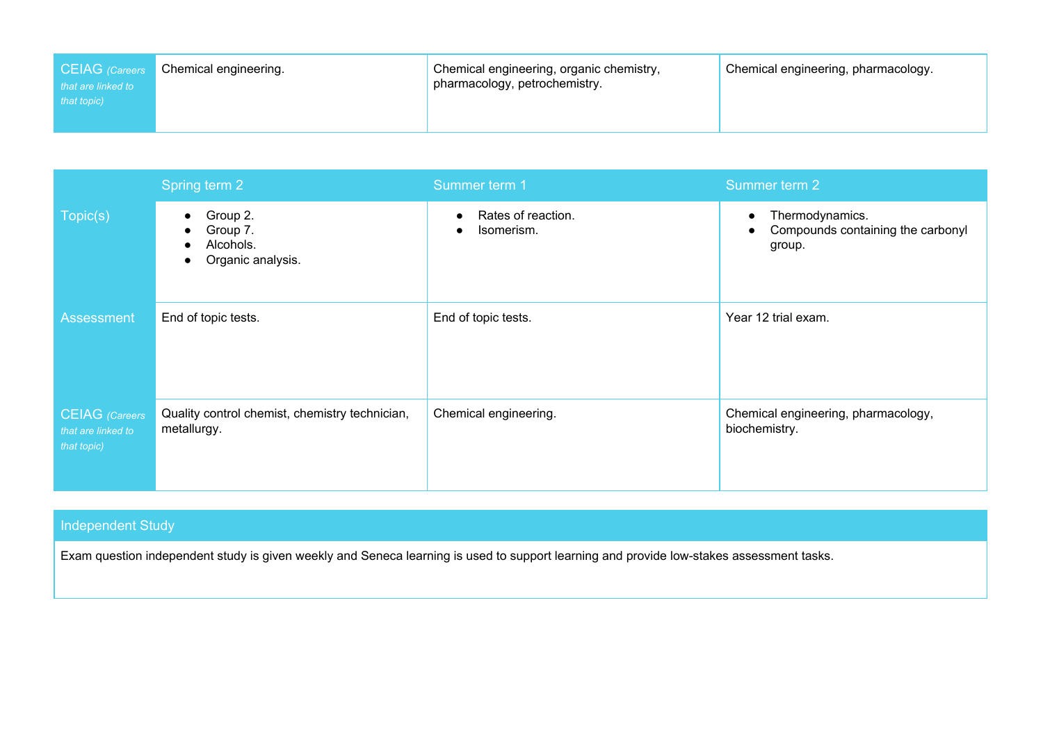| | | | |
|---|---|---|---|
| CEIAG *(Careers that are linked to that topic)* | Chemical engineering. | Chemical engineering, organic chemistry, pharmacology, petrochemistry. | Chemical engineering, pharmacology. |

| | Spring term 2 | Summer term 1 | Summer term 2 |
|---|---|---|---|
| Topic(s) | • Group 2.<br>• Group 7.<br>• Alcohols.<br>• Organic analysis. | • Rates of reaction.<br>• Isomerism. | • Thermodynamics.<br>• Compounds containing the carbonyl group. |
| Assessment | End of topic tests. | End of topic tests. | Year 12 trial exam. |
| CEIAG *(Careers that are linked to that topic)* | Quality control chemist, chemistry technician, metallurgy. | Chemical engineering. | Chemical engineering, pharmacology, biochemistry. |

| Independent Study |
|---|
| Exam question independent study is given weekly and Seneca learning is used to support learning and provide low-stakes assessment tasks. |